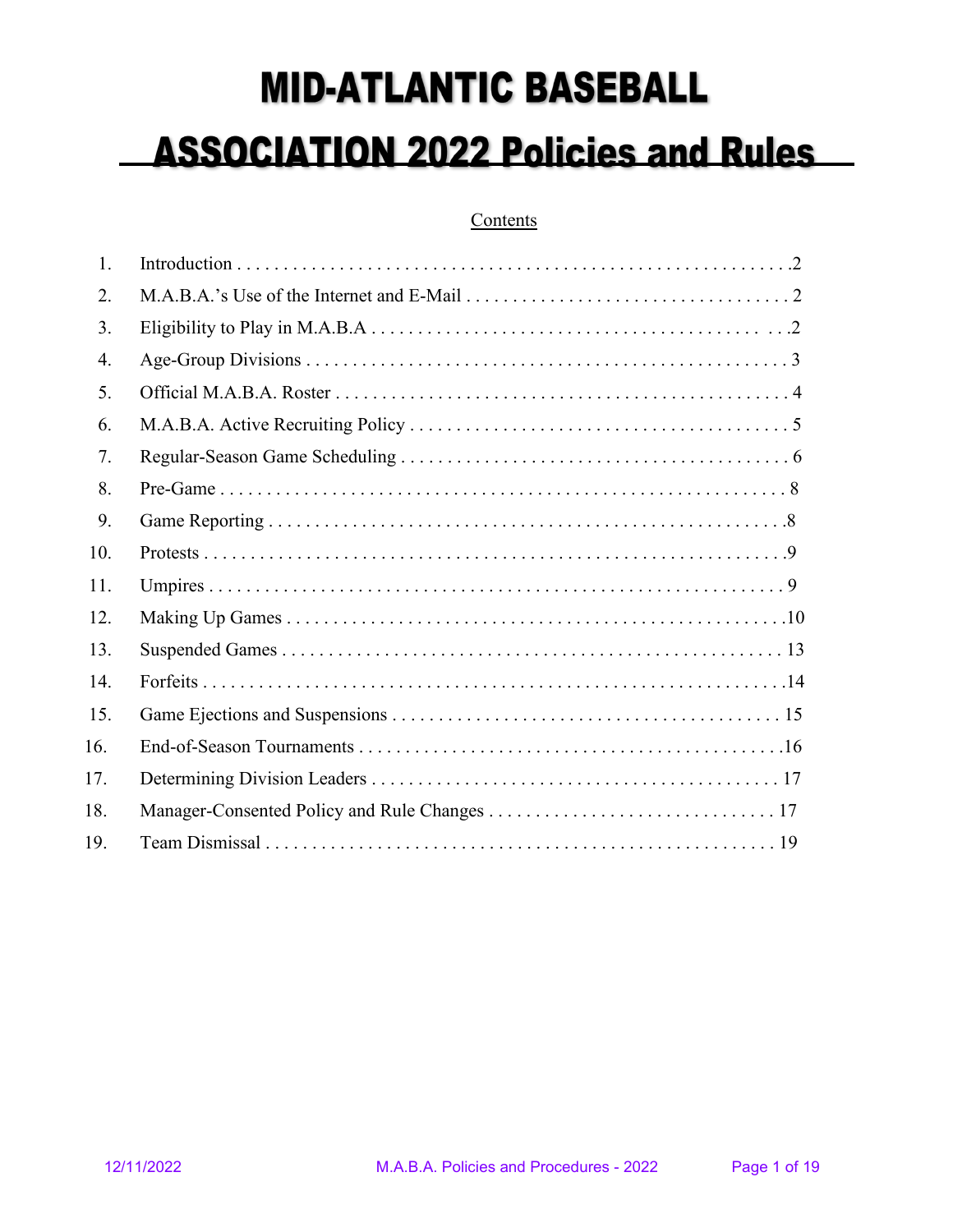# MID-ATLANTIC BASEBALL ASSOCIATION 2022 Policies and Rules

Contents

| | | |
|---|---|---|
| 1. | Introduction | 2 |
| 2. | M.A.B.A.'s Use of the Internet and E-Mail | 2 |
| 3. | Eligibility to Play in M.A.B.A | 2 |
| 4. | Age-Group Divisions | 3 |
| 5. | Official M.A.B.A. Roster | 4 |
| 6. | M.A.B.A. Active Recruiting Policy | 5 |
| 7. | Regular-Season Game Scheduling | 6 |
| 8. | Pre-Game | 8 |
| 9. | Game Reporting | 8 |
| 10. | Protests | 9 |
| 11. | Umpires | 9 |
| 12. | Making Up Games | 10 |
| 13. | Suspended Games | 13 |
| 14. | Forfeits | 14 |
| 15. | Game Ejections and Suspensions | 15 |
| 16. | End-of-Season Tournaments | 16 |
| 17. | Determining Division Leaders | 17 |
| 18. | Manager-Consented Policy and Rule Changes | 17 |
| 19. | Team Dismissal | 19 |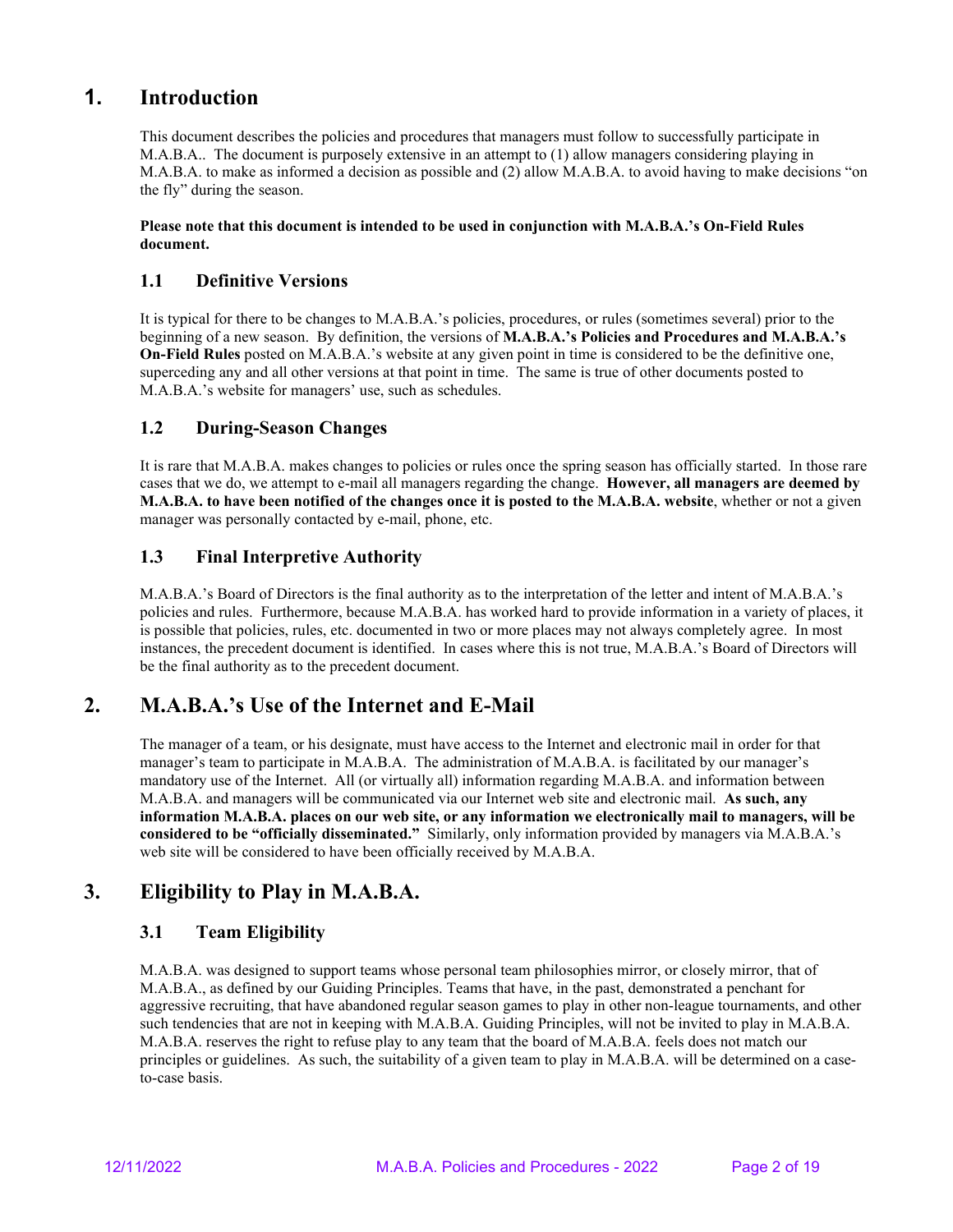# 1. Introduction

This document describes the policies and procedures that managers must follow to successfully participate in M.A.B.A.. The document is purposely extensive in an attempt to (1) allow managers considering playing in M.A.B.A. to make as informed a decision as possible and (2) allow M.A.B.A. to avoid having to make decisions "on the fly" during the season.

**Please note that this document is intended to be used in conjunction with M.A.B.A.'s On-Field Rules document.**

## 1.1 Definitive Versions

It is typical for there to be changes to M.A.B.A.'s policies, procedures, or rules (sometimes several) prior to the beginning of a new season. By definition, the versions of **M.A.B.A.'s Policies and Procedures and M.A.B.A.'s On-Field Rules** posted on M.A.B.A.'s website at any given point in time is considered to be the definitive one, superceding any and all other versions at that point in time. The same is true of other documents posted to M.A.B.A.'s website for managers' use, such as schedules.

## 1.2 During-Season Changes

It is rare that M.A.B.A. makes changes to policies or rules once the spring season has officially started. In those rare cases that we do, we attempt to e-mail all managers regarding the change. **However, all managers are deemed by M.A.B.A. to have been notified of the changes once it is posted to the M.A.B.A. website**, whether or not a given manager was personally contacted by e-mail, phone, etc.

## 1.3 Final Interpretive Authority

M.A.B.A.'s Board of Directors is the final authority as to the interpretation of the letter and intent of M.A.B.A.'s policies and rules. Furthermore, because M.A.B.A. has worked hard to provide information in a variety of places, it is possible that policies, rules, etc. documented in two or more places may not always completely agree. In most instances, the precedent document is identified. In cases where this is not true, M.A.B.A.'s Board of Directors will be the final authority as to the precedent document.

# 2. M.A.B.A.'s Use of the Internet and E-Mail

The manager of a team, or his designate, must have access to the Internet and electronic mail in order for that manager's team to participate in M.A.B.A. The administration of M.A.B.A. is facilitated by our manager's mandatory use of the Internet. All (or virtually all) information regarding M.A.B.A. and information between M.A.B.A. and managers will be communicated via our Internet web site and electronic mail. **As such, any information M.A.B.A. places on our web site, or any information we electronically mail to managers, will be considered to be "officially disseminated."** Similarly, only information provided by managers via M.A.B.A.'s web site will be considered to have been officially received by M.A.B.A.

# 3. Eligibility to Play in M.A.B.A.

## 3.1 Team Eligibility

M.A.B.A. was designed to support teams whose personal team philosophies mirror, or closely mirror, that of M.A.B.A., as defined by our Guiding Principles. Teams that have, in the past, demonstrated a penchant for aggressive recruiting, that have abandoned regular season games to play in other non-league tournaments, and other such tendencies that are not in keeping with M.A.B.A. Guiding Principles, will not be invited to play in M.A.B.A. M.A.B.A. reserves the right to refuse play to any team that the board of M.A.B.A. feels does not match our principles or guidelines. As such, the suitability of a given team to play in M.A.B.A. will be determined on a case-to-case basis.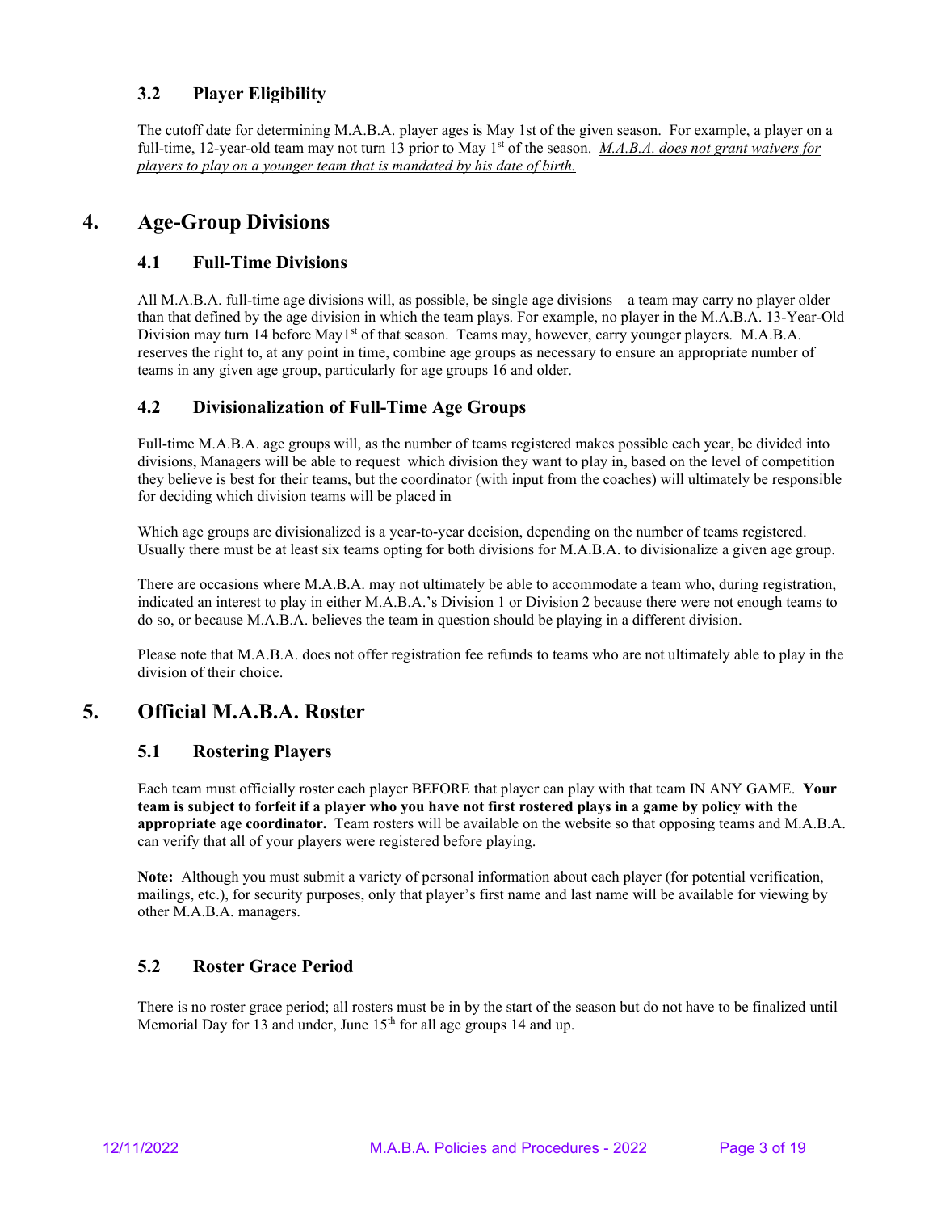### 3.2 Player Eligibility

The cutoff date for determining M.A.B.A. player ages is May 1st of the given season. For example, a player on a full-time, 12-year-old team may not turn 13 prior to May 1st of the season. *M.A.B.A. does not grant waivers for players to play on a younger team that is mandated by his date of birth.*

## 4. Age-Group Divisions

### 4.1 Full-Time Divisions

All M.A.B.A. full-time age divisions will, as possible, be single age divisions – a team may carry no player older than that defined by the age division in which the team plays. For example, no player in the M.A.B.A. 13-Year-Old Division may turn 14 before May1st of that season. Teams may, however, carry younger players. M.A.B.A. reserves the right to, at any point in time, combine age groups as necessary to ensure an appropriate number of teams in any given age group, particularly for age groups 16 and older.

### 4.2 Divisionalization of Full-Time Age Groups

Full-time M.A.B.A. age groups will, as the number of teams registered makes possible each year, be divided into divisions, Managers will be able to request which division they want to play in, based on the level of competition they believe is best for their teams, but the coordinator (with input from the coaches) will ultimately be responsible for deciding which division teams will be placed in

Which age groups are divisionalized is a year-to-year decision, depending on the number of teams registered. Usually there must be at least six teams opting for both divisions for M.A.B.A. to divisionalize a given age group.

There are occasions where M.A.B.A. may not ultimately be able to accommodate a team who, during registration, indicated an interest to play in either M.A.B.A.'s Division 1 or Division 2 because there were not enough teams to do so, or because M.A.B.A. believes the team in question should be playing in a different division.

Please note that M.A.B.A. does not offer registration fee refunds to teams who are not ultimately able to play in the division of their choice.

## 5. Official M.A.B.A. Roster

### 5.1 Rostering Players

Each team must officially roster each player BEFORE that player can play with that team IN ANY GAME. **Your team is subject to forfeit if a player who you have not first rostered plays in a game by policy with the appropriate age coordinator.** Team rosters will be available on the website so that opposing teams and M.A.B.A. can verify that all of your players were registered before playing.

**Note:** Although you must submit a variety of personal information about each player (for potential verification, mailings, etc.), for security purposes, only that player's first name and last name will be available for viewing by other M.A.B.A. managers.

### 5.2 Roster Grace Period

There is no roster grace period; all rosters must be in by the start of the season but do not have to be finalized until Memorial Day for 13 and under, June 15th for all age groups 14 and up.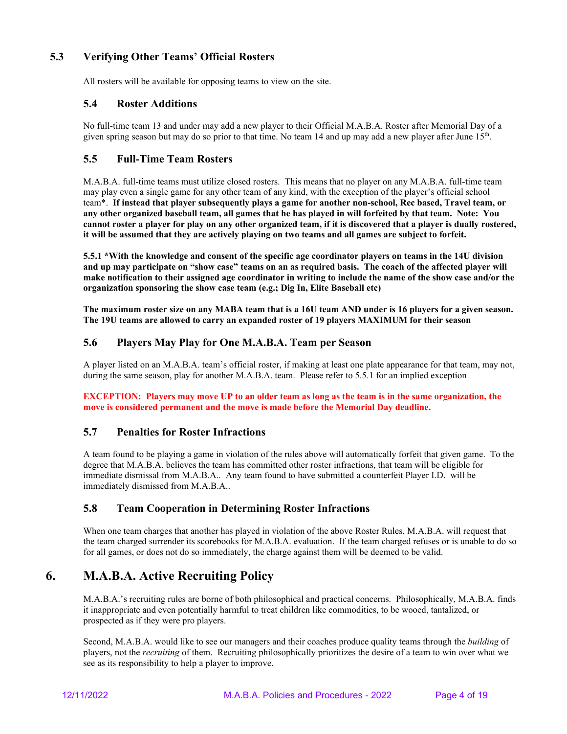### 5.3 Verifying Other Teams' Official Rosters

All rosters will be available for opposing teams to view on the site.

### 5.4 Roster Additions

No full-time team 13 and under may add a new player to their Official M.A.B.A. Roster after Memorial Day of a given spring season but may do so prior to that time. No team 14 and up may add a new player after June 15th.

### 5.5 Full-Time Team Rosters

M.A.B.A. full-time teams must utilize closed rosters. This means that no player on any M.A.B.A. full-time team may play even a single game for any other team of any kind, with the exception of the player's official school team*. **If instead that player subsequently plays a game for another non-school, Rec based, Travel team, or any other organized baseball team, all games that he has played in will forfeited by that team. Note: You cannot roster a player for play on any other organized team, if it is discovered that a player is dually rostered, it will be assumed that they are actively playing on two teams and all games are subject to forfeit.**

**5.5.1 *With the knowledge and consent of the specific age coordinator players on teams in the 14U division and up may participate on "show case" teams on an as required basis. The coach of the affected player will make notification to their assigned age coordinator in writing to include the name of the show case and/or the organization sponsoring the show case team (e.g.; Dig In, Elite Baseball etc)**

**The maximum roster size on any MABA team that is a 16U team AND under is 16 players for a given season. The 19U teams are allowed to carry an expanded roster of 19 players MAXIMUM for their season**

### 5.6 Players May Play for One M.A.B.A. Team per Season

A player listed on an M.A.B.A. team's official roster, if making at least one plate appearance for that team, may not, during the same season, play for another M.A.B.A. team. Please refer to 5.5.1 for an implied exception

**EXCEPTION: Players may move UP to an older team as long as the team is in the same organization, the move is considered permanent and the move is made before the Memorial Day deadline.**

### 5.7 Penalties for Roster Infractions

A team found to be playing a game in violation of the rules above will automatically forfeit that given game. To the degree that M.A.B.A. believes the team has committed other roster infractions, that team will be eligible for immediate dismissal from M.A.B.A.. Any team found to have submitted a counterfeit Player I.D. will be immediately dismissed from M.A.B.A..

### 5.8 Team Cooperation in Determining Roster Infractions

When one team charges that another has played in violation of the above Roster Rules, M.A.B.A. will request that the team charged surrender its scorebooks for M.A.B.A. evaluation. If the team charged refuses or is unable to do so for all games, or does not do so immediately, the charge against them will be deemed to be valid.

## 6. M.A.B.A. Active Recruiting Policy

M.A.B.A.'s recruiting rules are borne of both philosophical and practical concerns. Philosophically, M.A.B.A. finds it inappropriate and even potentially harmful to treat children like commodities, to be wooed, tantalized, or prospected as if they were pro players.

Second, M.A.B.A. would like to see our managers and their coaches produce quality teams through the *building* of players, not the *recruiting* of them. Recruiting philosophically prioritizes the desire of a team to win over what we see as its responsibility to help a player to improve.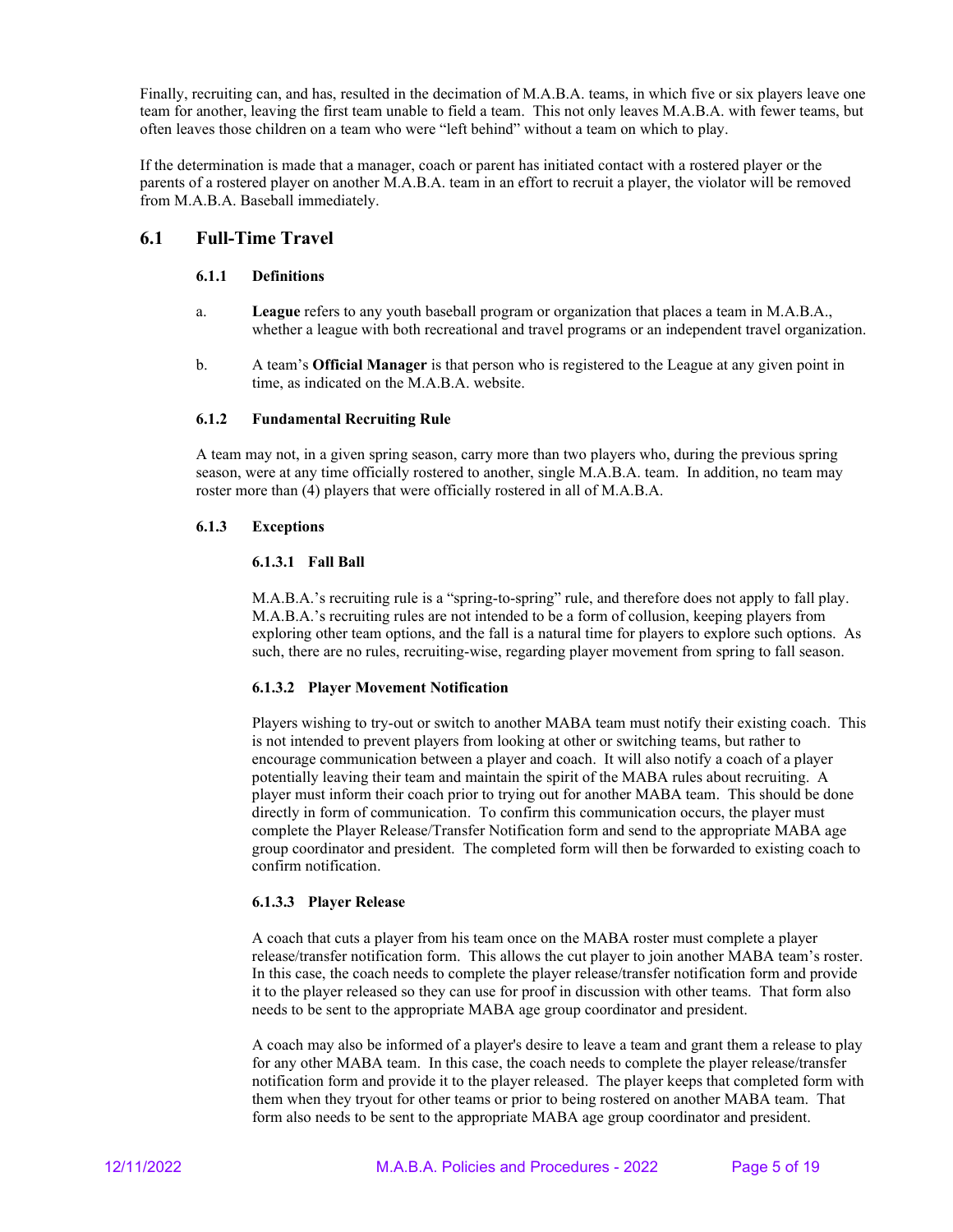Finally, recruiting can, and has, resulted in the decimation of M.A.B.A. teams, in which five or six players leave one team for another, leaving the first team unable to field a team. This not only leaves M.A.B.A. with fewer teams, but often leaves those children on a team who were "left behind" without a team on which to play.

If the determination is made that a manager, coach or parent has initiated contact with a rostered player or the parents of a rostered player on another M.A.B.A. team in an effort to recruit a player, the violator will be removed from M.A.B.A. Baseball immediately.

## 6.1 Full-Time Travel

### 6.1.1 Definitions

a. **League** refers to any youth baseball program or organization that places a team in M.A.B.A., whether a league with both recreational and travel programs or an independent travel organization.

b. A team's **Official Manager** is that person who is registered to the League at any given point in time, as indicated on the M.A.B.A. website.

### 6.1.2 Fundamental Recruiting Rule

A team may not, in a given spring season, carry more than two players who, during the previous spring season, were at any time officially rostered to another, single M.A.B.A. team. In addition, no team may roster more than (4) players that were officially rostered in all of M.A.B.A.

### 6.1.3 Exceptions

#### 6.1.3.1 Fall Ball

M.A.B.A.'s recruiting rule is a "spring-to-spring" rule, and therefore does not apply to fall play. M.A.B.A.'s recruiting rules are not intended to be a form of collusion, keeping players from exploring other team options, and the fall is a natural time for players to explore such options. As such, there are no rules, recruiting-wise, regarding player movement from spring to fall season.

#### 6.1.3.2 Player Movement Notification

Players wishing to try-out or switch to another MABA team must notify their existing coach. This is not intended to prevent players from looking at other or switching teams, but rather to encourage communication between a player and coach. It will also notify a coach of a player potentially leaving their team and maintain the spirit of the MABA rules about recruiting. A player must inform their coach prior to trying out for another MABA team. This should be done directly in form of communication. To confirm this communication occurs, the player must complete the Player Release/Transfer Notification form and send to the appropriate MABA age group coordinator and president. The completed form will then be forwarded to existing coach to confirm notification.

#### 6.1.3.3 Player Release

A coach that cuts a player from his team once on the MABA roster must complete a player release/transfer notification form. This allows the cut player to join another MABA team's roster. In this case, the coach needs to complete the player release/transfer notification form and provide it to the player released so they can use for proof in discussion with other teams. That form also needs to be sent to the appropriate MABA age group coordinator and president.

A coach may also be informed of a player's desire to leave a team and grant them a release to play for any other MABA team. In this case, the coach needs to complete the player release/transfer notification form and provide it to the player released. The player keeps that completed form with them when they tryout for other teams or prior to being rostered on another MABA team. That form also needs to be sent to the appropriate MABA age group coordinator and president.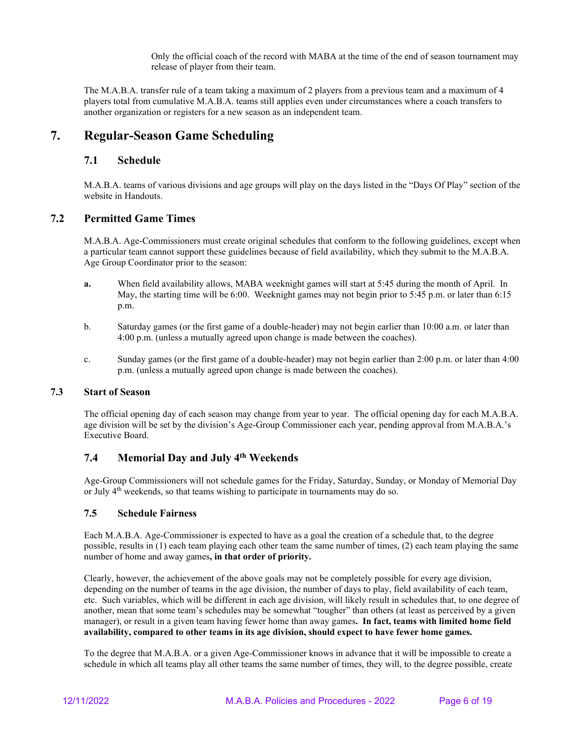Only the official coach of the record with MABA at the time of the end of season tournament may release of player from their team.

The M.A.B.A. transfer rule of a team taking a maximum of 2 players from a previous team and a maximum of 4 players total from cumulative M.A.B.A. teams still applies even under circumstances where a coach transfers to another organization or registers for a new season as an independent team.

# 7. Regular-Season Game Scheduling

## 7.1 Schedule

M.A.B.A. teams of various divisions and age groups will play on the days listed in the "Days Of Play" section of the website in Handouts.

## 7.2 Permitted Game Times

M.A.B.A. Age-Commissioners must create original schedules that conform to the following guidelines, except when a particular team cannot support these guidelines because of field availability, which they submit to the M.A.B.A. Age Group Coordinator prior to the season:

**a.** When field availability allows, MABA weeknight games will start at 5:45 during the month of April. In May, the starting time will be 6:00. Weeknight games may not begin prior to 5:45 p.m. or later than 6:15 p.m.

b. Saturday games (or the first game of a double-header) may not begin earlier than 10:00 a.m. or later than 4:00 p.m. (unless a mutually agreed upon change is made between the coaches).

c. Sunday games (or the first game of a double-header) may not begin earlier than 2:00 p.m. or later than 4:00 p.m. (unless a mutually agreed upon change is made between the coaches).

## 7.3 Start of Season

The official opening day of each season may change from year to year. The official opening day for each M.A.B.A. age division will be set by the division's Age-Group Commissioner each year, pending approval from M.A.B.A.'s Executive Board.

## 7.4 Memorial Day and July 4th Weekends

Age-Group Commissioners will not schedule games for the Friday, Saturday, Sunday, or Monday of Memorial Day or July 4th weekends, so that teams wishing to participate in tournaments may do so.

## 7.5 Schedule Fairness

Each M.A.B.A. Age-Commissioner is expected to have as a goal the creation of a schedule that, to the degree possible, results in (1) each team playing each other team the same number of times, (2) each team playing the same number of home and away games**, in that order of priority.**

Clearly, however, the achievement of the above goals may not be completely possible for every age division, depending on the number of teams in the age division, the number of days to play, field availability of each team, etc. Such variables, which will be different in each age division, will likely result in schedules that, to one degree of another, mean that some team's schedules may be somewhat "tougher" than others (at least as perceived by a given manager), or result in a given team having fewer home than away games**. In fact, teams with limited home field availability, compared to other teams in its age division, should expect to have fewer home games.**

To the degree that M.A.B.A. or a given Age-Commissioner knows in advance that it will be impossible to create a schedule in which all teams play all other teams the same number of times, they will, to the degree possible, create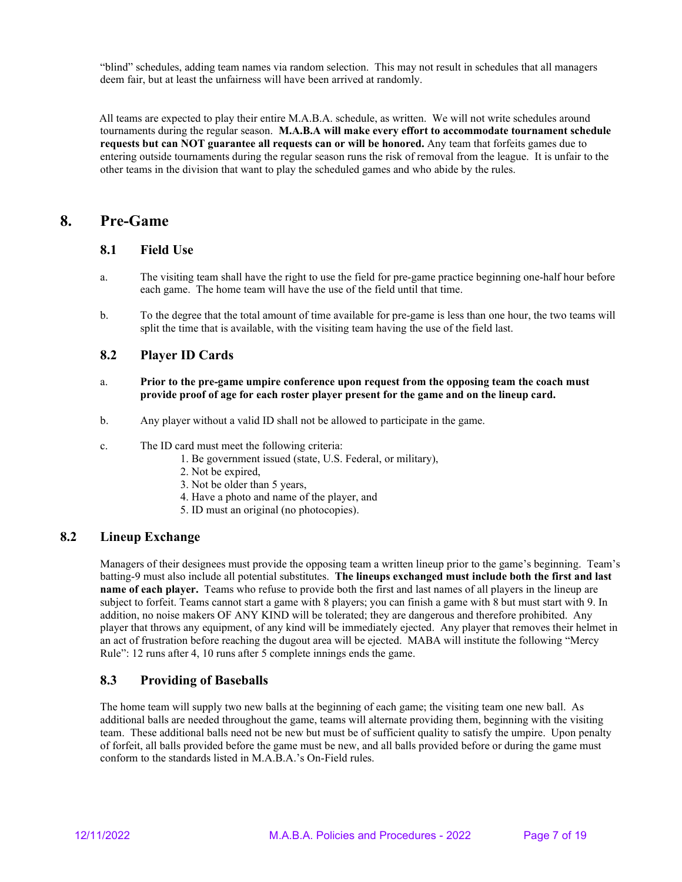“blind” schedules, adding team names via random selection. This may not result in schedules that all managers deem fair, but at least the unfairness will have been arrived at randomly.

All teams are expected to play their entire M.A.B.A. schedule, as written. We will not write schedules around tournaments during the regular season. **M.A.B.A will make every effort to accommodate tournament schedule requests but can NOT guarantee all requests can or will be honored.** Any team that forfeits games due to entering outside tournaments during the regular season runs the risk of removal from the league. It is unfair to the other teams in the division that want to play the scheduled games and who abide by the rules.

# 8. Pre-Game

## 8.1 Field Use

a. The visiting team shall have the right to use the field for pre-game practice beginning one-half hour before each game. The home team will have the use of the field until that time.

b. To the degree that the total amount of time available for pre-game is less than one hour, the two teams will split the time that is available, with the visiting team having the use of the field last.

## 8.2 Player ID Cards

a. **Prior to the pre-game umpire conference upon request from the opposing team the coach must provide proof of age for each roster player present for the game and on the lineup card.**

b. Any player without a valid ID shall not be allowed to participate in the game.

c. The ID card must meet the following criteria:

1. Be government issued (state, U.S. Federal, or military),
2. Not be expired,
3. Not be older than 5 years,
4. Have a photo and name of the player, and
5. ID must an original (no photocopies).

## 8.2 Lineup Exchange

Managers of their designees must provide the opposing team a written lineup prior to the game’s beginning. Team’s batting-9 must also include all potential substitutes. **The lineups exchanged must include both the first and last name of each player.** Teams who refuse to provide both the first and last names of all players in the lineup are subject to forfeit. Teams cannot start a game with 8 players; you can finish a game with 8 but must start with 9. In addition, no noise makers OF ANY KIND will be tolerated; they are dangerous and therefore prohibited. Any player that throws any equipment, of any kind will be immediately ejected. Any player that removes their helmet in an act of frustration before reaching the dugout area will be ejected. MABA will institute the following “Mercy Rule”: 12 runs after 4, 10 runs after 5 complete innings ends the game.

## 8.3 Providing of Baseballs

The home team will supply two new balls at the beginning of each game; the visiting team one new ball. As additional balls are needed throughout the game, teams will alternate providing them, beginning with the visiting team. These additional balls need not be new but must be of sufficient quality to satisfy the umpire. Upon penalty of forfeit, all balls provided before the game must be new, and all balls provided before or during the game must conform to the standards listed in M.A.B.A.’s On-Field rules.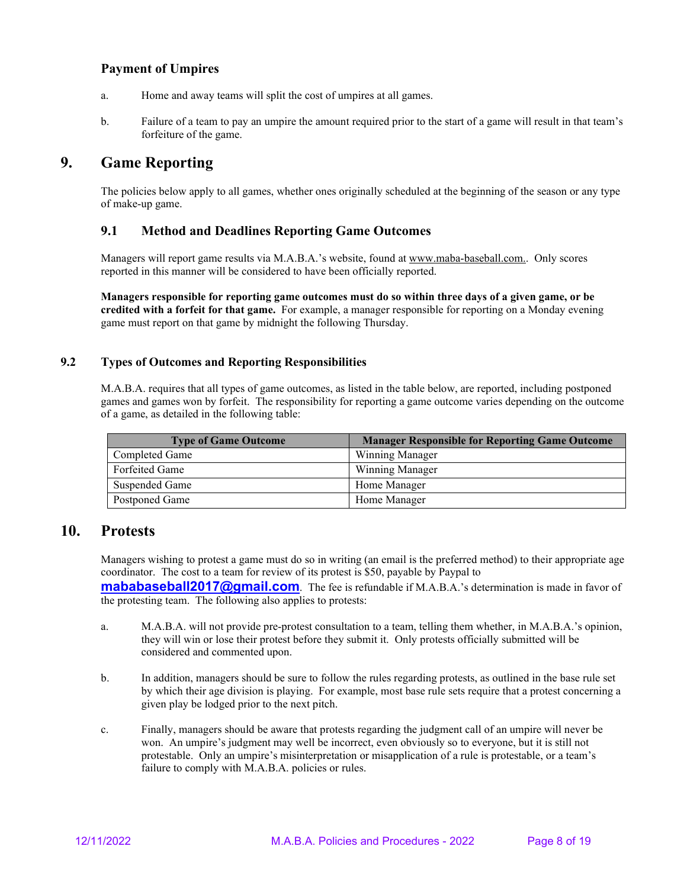### Payment of Umpires

a. Home and away teams will split the cost of umpires at all games.

b. Failure of a team to pay an umpire the amount required prior to the start of a game will result in that team's forfeiture of the game.

## 9. Game Reporting

The policies below apply to all games, whether ones originally scheduled at the beginning of the season or any type of make-up game.

### 9.1 Method and Deadlines Reporting Game Outcomes

Managers will report game results via M.A.B.A.'s website, found at www.maba-baseball.com.. Only scores reported in this manner will be considered to have been officially reported.

**Managers responsible for reporting game outcomes must do so within three days of a given game, or be credited with a forfeit for that game.** For example, a manager responsible for reporting on a Monday evening game must report on that game by midnight the following Thursday.

### 9.2 Types of Outcomes and Reporting Responsibilities

M.A.B.A. requires that all types of game outcomes, as listed in the table below, are reported, including postponed games and games won by forfeit. The responsibility for reporting a game outcome varies depending on the outcome of a game, as detailed in the following table:

| Type of Game Outcome | Manager Responsible for Reporting Game Outcome |
|---|---|
| Completed Game | Winning Manager |
| Forfeited Game | Winning Manager |
| Suspended Game | Home Manager |
| Postponed Game | Home Manager |

## 10. Protests

Managers wishing to protest a game must do so in writing (an email is the preferred method) to their appropriate age coordinator. The cost to a team for review of its protest is $50, payable by Paypal to **mababaseball2017@gmail.com**. The fee is refundable if M.A.B.A.'s determination is made in favor of the protesting team. The following also applies to protests:

a. M.A.B.A. will not provide pre-protest consultation to a team, telling them whether, in M.A.B.A.'s opinion, they will win or lose their protest before they submit it. Only protests officially submitted will be considered and commented upon.

b. In addition, managers should be sure to follow the rules regarding protests, as outlined in the base rule set by which their age division is playing. For example, most base rule sets require that a protest concerning a given play be lodged prior to the next pitch.

c. Finally, managers should be aware that protests regarding the judgment call of an umpire will never be won. An umpire's judgment may well be incorrect, even obviously so to everyone, but it is still not protestable. Only an umpire's misinterpretation or misapplication of a rule is protestable, or a team's failure to comply with M.A.B.A. policies or rules.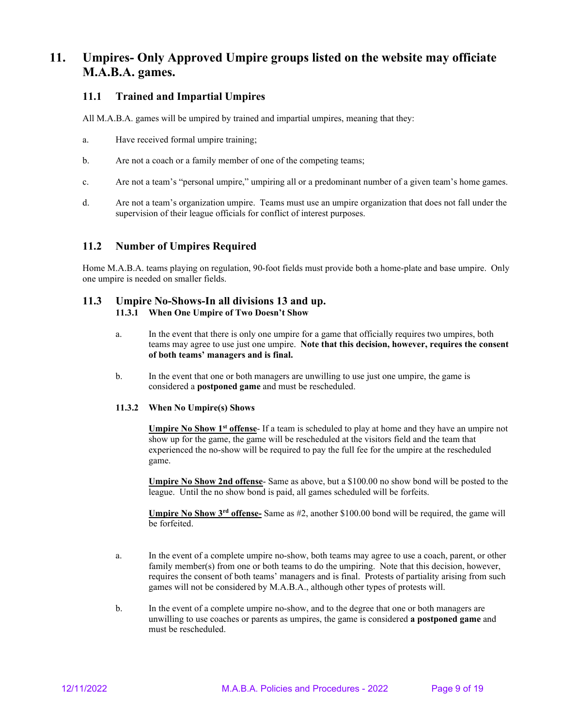# 11. Umpires- Only Approved Umpire groups listed on the website may officiate M.A.B.A. games.

## 11.1 Trained and Impartial Umpires

All M.A.B.A. games will be umpired by trained and impartial umpires, meaning that they:

a. Have received formal umpire training;

b. Are not a coach or a family member of one of the competing teams;

c. Are not a team's "personal umpire," umpiring all or a predominant number of a given team's home games.

d. Are not a team's organization umpire. Teams must use an umpire organization that does not fall under the supervision of their league officials for conflict of interest purposes.

## 11.2 Number of Umpires Required

Home M.A.B.A. teams playing on regulation, 90-foot fields must provide both a home-plate and base umpire. Only one umpire is needed on smaller fields.

## 11.3 Umpire No-Shows-In all divisions 13 and up.

### 11.3.1 When One Umpire of Two Doesn't Show

a. In the event that there is only one umpire for a game that officially requires two umpires, both teams may agree to use just one umpire. **Note that this decision, however, requires the consent of both teams' managers and is final.**

b. In the event that one or both managers are unwilling to use just one umpire, the game is considered a **postponed game** and must be rescheduled.

### 11.3.2 When No Umpire(s) Shows

**Umpire No Show 1st offense**- If a team is scheduled to play at home and they have an umpire not show up for the game, the game will be rescheduled at the visitors field and the team that experienced the no-show will be required to pay the full fee for the umpire at the rescheduled game.

**Umpire No Show 2nd offense**- Same as above, but a $100.00 no show bond will be posted to the league. Until the no show bond is paid, all games scheduled will be forfeits.

**Umpire No Show 3rd offense-** Same as #2, another $100.00 bond will be required, the game will be forfeited.

a. In the event of a complete umpire no-show, both teams may agree to use a coach, parent, or other family member(s) from one or both teams to do the umpiring. Note that this decision, however, requires the consent of both teams' managers and is final. Protests of partiality arising from such games will not be considered by M.A.B.A., although other types of protests will.

b. In the event of a complete umpire no-show, and to the degree that one or both managers are unwilling to use coaches or parents as umpires, the game is considered **a postponed game** and must be rescheduled.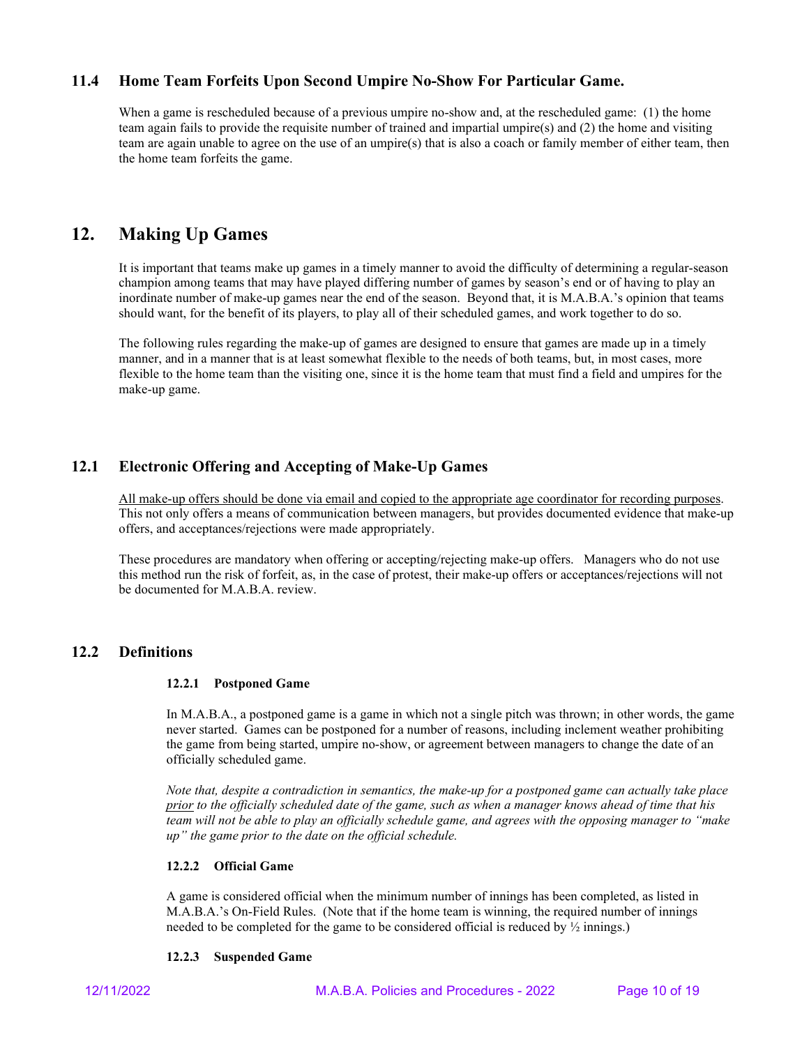### 11.4 Home Team Forfeits Upon Second Umpire No-Show For Particular Game.

When a game is rescheduled because of a previous umpire no-show and, at the rescheduled game: (1) the home team again fails to provide the requisite number of trained and impartial umpire(s) and (2) the home and visiting team are again unable to agree on the use of an umpire(s) that is also a coach or family member of either team, then the home team forfeits the game.

## 12. Making Up Games

It is important that teams make up games in a timely manner to avoid the difficulty of determining a regular-season champion among teams that may have played differing number of games by season's end or of having to play an inordinate number of make-up games near the end of the season. Beyond that, it is M.A.B.A.'s opinion that teams should want, for the benefit of its players, to play all of their scheduled games, and work together to do so.

The following rules regarding the make-up of games are designed to ensure that games are made up in a timely manner, and in a manner that is at least somewhat flexible to the needs of both teams, but, in most cases, more flexible to the home team than the visiting one, since it is the home team that must find a field and umpires for the make-up game.

### 12.1 Electronic Offering and Accepting of Make-Up Games

<u>All make-up offers should be done via email and copied to the appropriate age coordinator for recording purposes</u>. This not only offers a means of communication between managers, but provides documented evidence that make-up offers, and acceptances/rejections were made appropriately.

These procedures are mandatory when offering or accepting/rejecting make-up offers. Managers who do not use this method run the risk of forfeit, as, in the case of protest, their make-up offers or acceptances/rejections will not be documented for M.A.B.A. review.

### 12.2 Definitions

#### 12.2.1 Postponed Game

In M.A.B.A., a postponed game is a game in which not a single pitch was thrown; in other words, the game never started. Games can be postponed for a number of reasons, including inclement weather prohibiting the game from being started, umpire no-show, or agreement between managers to change the date of an officially scheduled game.

*Note that, despite a contradiction in semantics, the make-up for a postponed game can actually take place <u>prior</u> to the officially scheduled date of the game, such as when a manager knows ahead of time that his team will not be able to play an officially schedule game, and agrees with the opposing manager to "make up" the game prior to the date on the official schedule.*

#### 12.2.2 Official Game

A game is considered official when the minimum number of innings has been completed, as listed in M.A.B.A.'s On-Field Rules. (Note that if the home team is winning, the required number of innings needed to be completed for the game to be considered official is reduced by ½ innings.)

#### 12.2.3 Suspended Game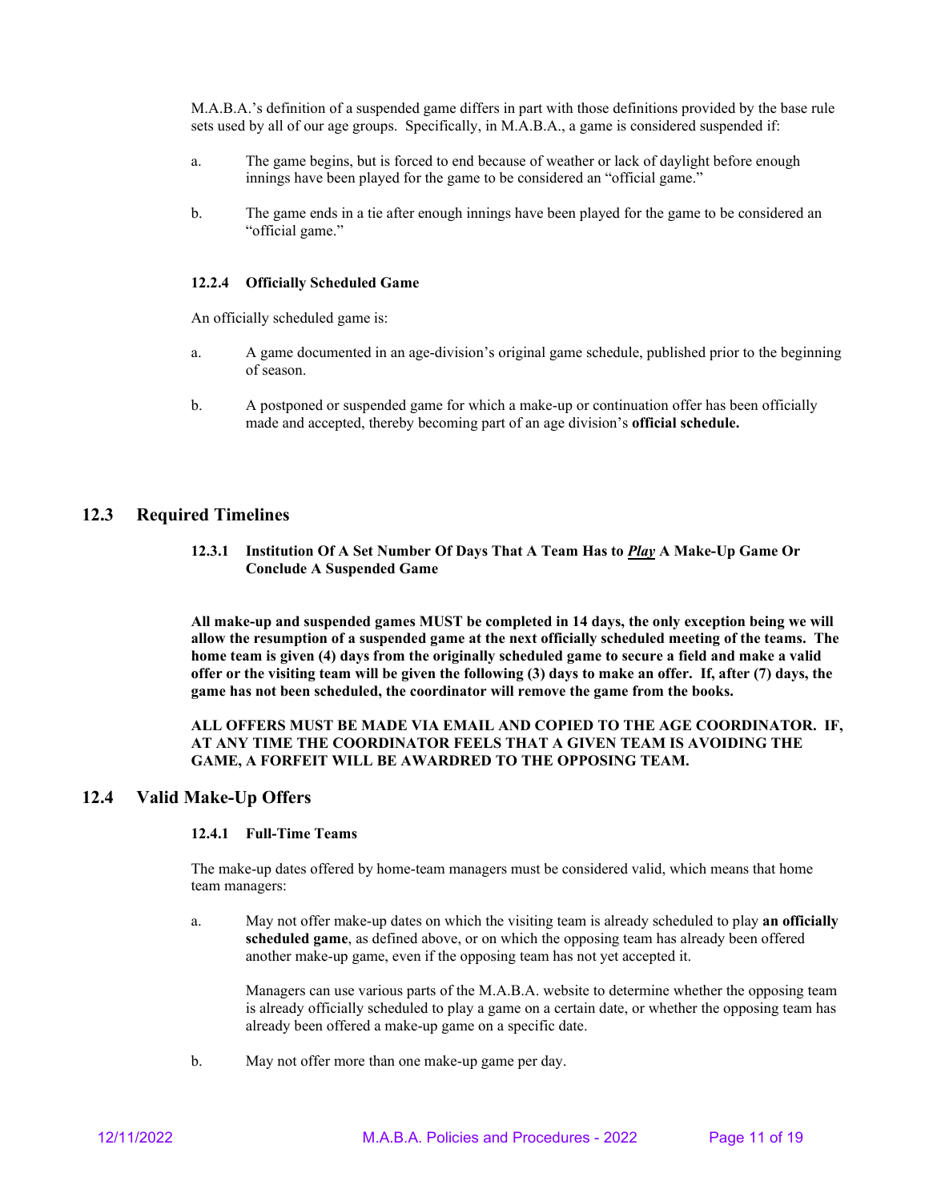M.A.B.A.'s definition of a suspended game differs in part with those definitions provided by the base rule sets used by all of our age groups. Specifically, in M.A.B.A., a game is considered suspended if:

a. The game begins, but is forced to end because of weather or lack of daylight before enough innings have been played for the game to be considered an "official game."

b. The game ends in a tie after enough innings have been played for the game to be considered an "official game."

#### 12.2.4 Officially Scheduled Game

An officially scheduled game is:

a. A game documented in an age-division's original game schedule, published prior to the beginning of season.

b. A postponed or suspended game for which a make-up or continuation offer has been officially made and accepted, thereby becoming part of an age division's **official schedule.**

## 12.3 Required Timelines

#### 12.3.1 Institution Of A Set Number Of Days That A Team Has to ***Play*** A Make-Up Game Or Conclude A Suspended Game

**All make-up and suspended games MUST be completed in 14 days, the only exception being we will allow the resumption of a suspended game at the next officially scheduled meeting of the teams. The home team is given (4) days from the originally scheduled game to secure a field and make a valid offer or the visiting team will be given the following (3) days to make an offer. If, after (7) days, the game has not been scheduled, the coordinator will remove the game from the books.**

**ALL OFFERS MUST BE MADE VIA EMAIL AND COPIED TO THE AGE COORDINATOR. IF, AT ANY TIME THE COORDINATOR FEELS THAT A GIVEN TEAM IS AVOIDING THE GAME, A FORFEIT WILL BE AWARDRED TO THE OPPOSING TEAM.**

## 12.4 Valid Make-Up Offers

#### 12.4.1 Full-Time Teams

The make-up dates offered by home-team managers must be considered valid, which means that home team managers:

a. May not offer make-up dates on which the visiting team is already scheduled to play **an officially scheduled game**, as defined above, or on which the opposing team has already been offered another make-up game, even if the opposing team has not yet accepted it.

   Managers can use various parts of the M.A.B.A. website to determine whether the opposing team is already officially scheduled to play a game on a certain date, or whether the opposing team has already been offered a make-up game on a specific date.

b. May not offer more than one make-up game per day.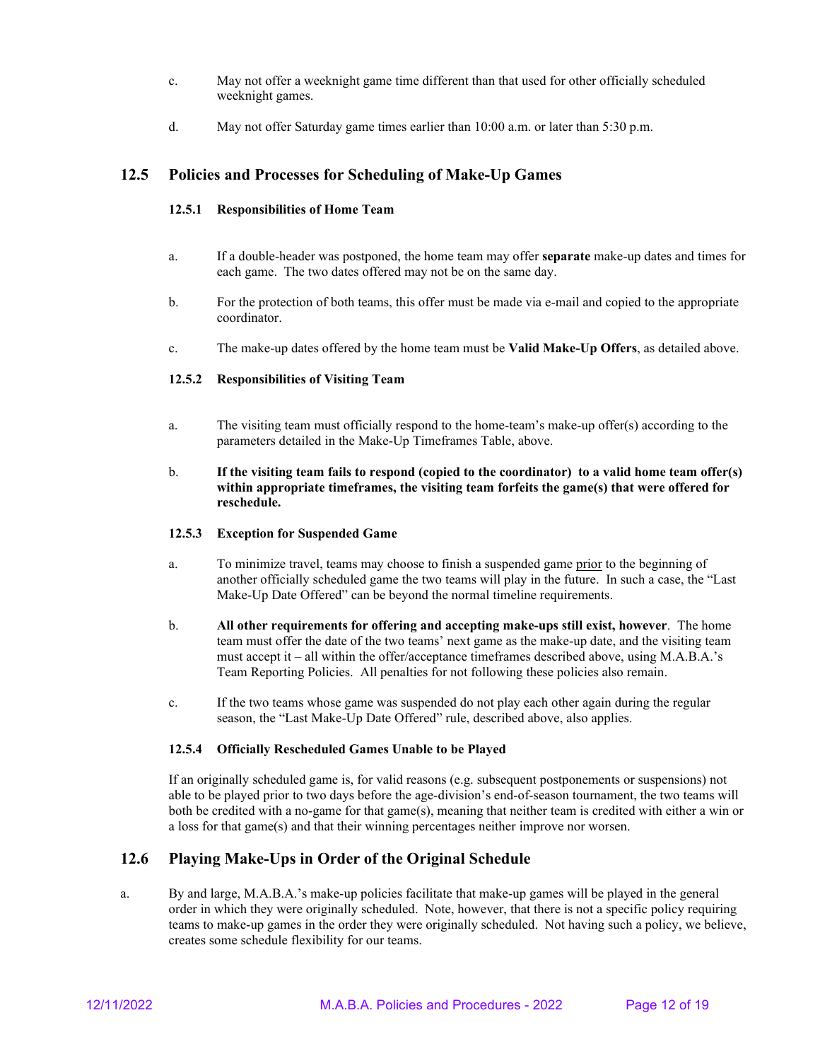c. May not offer a weeknight game time different than that used for other officially scheduled weeknight games.

d. May not offer Saturday game times earlier than 10:00 a.m. or later than 5:30 p.m.

## 12.5 Policies and Processes for Scheduling of Make-Up Games

### 12.5.1 Responsibilities of Home Team

a. If a double-header was postponed, the home team may offer **separate** make-up dates and times for each game. The two dates offered may not be on the same day.

b. For the protection of both teams, this offer must be made via e-mail and copied to the appropriate coordinator.

c. The make-up dates offered by the home team must be **Valid Make-Up Offers**, as detailed above.

### 12.5.2 Responsibilities of Visiting Team

a. The visiting team must officially respond to the home-team's make-up offer(s) according to the parameters detailed in the Make-Up Timeframes Table, above.

b. **If the visiting team fails to respond (copied to the coordinator) to a valid home team offer(s) within appropriate timeframes, the visiting team forfeits the game(s) that were offered for reschedule.**

### 12.5.3 Exception for Suspended Game

a. To minimize travel, teams may choose to finish a suspended game prior to the beginning of another officially scheduled game the two teams will play in the future. In such a case, the "Last Make-Up Date Offered" can be beyond the normal timeline requirements.

b. **All other requirements for offering and accepting make-ups still exist, however**. The home team must offer the date of the two teams' next game as the make-up date, and the visiting team must accept it – all within the offer/acceptance timeframes described above, using M.A.B.A.'s Team Reporting Policies. All penalties for not following these policies also remain.

c. If the two teams whose game was suspended do not play each other again during the regular season, the "Last Make-Up Date Offered" rule, described above, also applies.

### 12.5.4 Officially Rescheduled Games Unable to be Played

If an originally scheduled game is, for valid reasons (e.g. subsequent postponements or suspensions) not able to be played prior to two days before the age-division's end-of-season tournament, the two teams will both be credited with a no-game for that game(s), meaning that neither team is credited with either a win or a loss for that game(s) and that their winning percentages neither improve nor worsen.

## 12.6 Playing Make-Ups in Order of the Original Schedule

a. By and large, M.A.B.A.'s make-up policies facilitate that make-up games will be played in the general order in which they were originally scheduled. Note, however, that there is not a specific policy requiring teams to make-up games in the order they were originally scheduled. Not having such a policy, we believe, creates some schedule flexibility for our teams.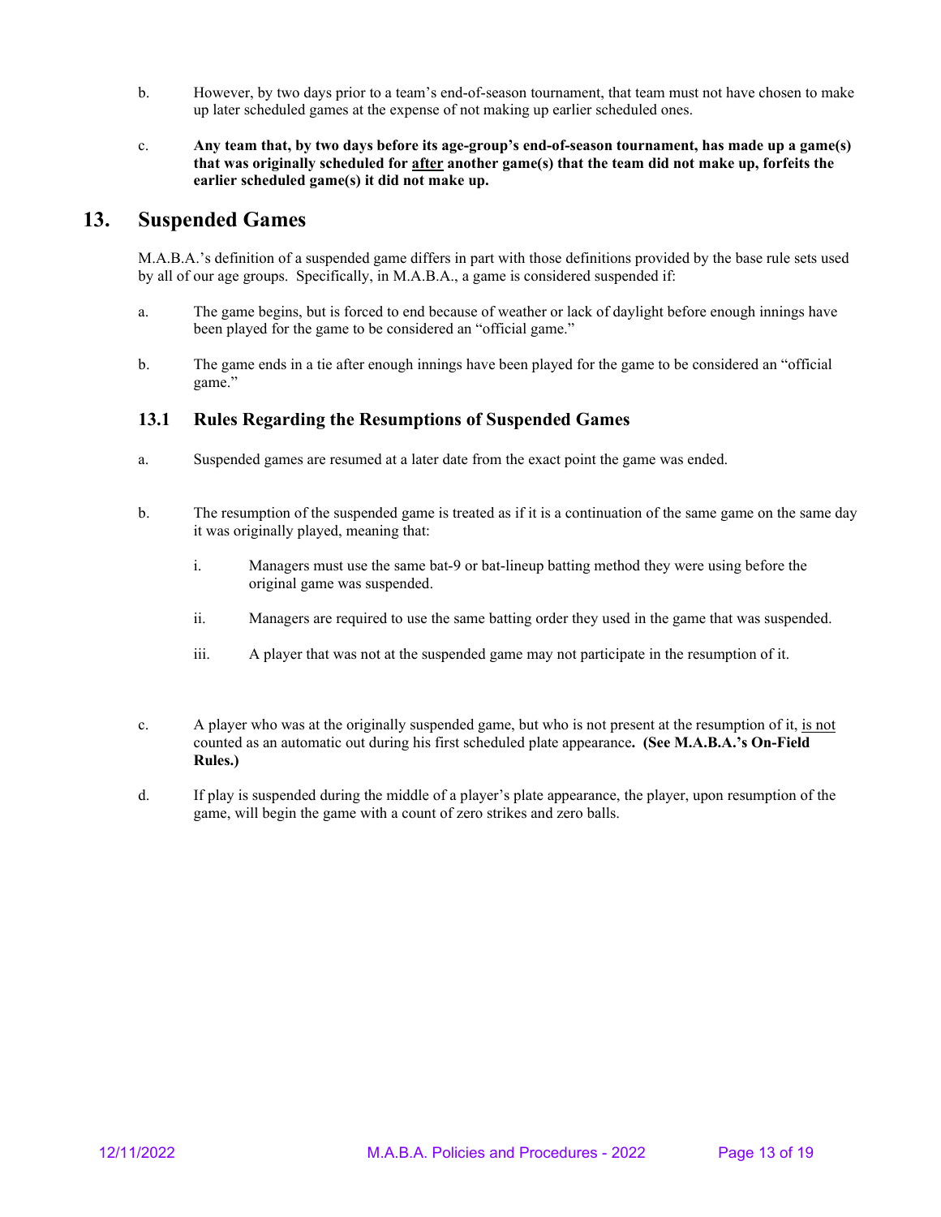b. However, by two days prior to a team's end-of-season tournament, that team must not have chosen to make up later scheduled games at the expense of not making up earlier scheduled ones.

c. **Any team that, by two days before its age-group's end-of-season tournament, has made up a game(s) that was originally scheduled for <u>after</u> another game(s) that the team did not make up, forfeits the earlier scheduled game(s) it did not make up.**

## 13. Suspended Games

M.A.B.A.'s definition of a suspended game differs in part with those definitions provided by the base rule sets used by all of our age groups. Specifically, in M.A.B.A., a game is considered suspended if:

a. The game begins, but is forced to end because of weather or lack of daylight before enough innings have been played for the game to be considered an "official game."

b. The game ends in a tie after enough innings have been played for the game to be considered an "official game."

### 13.1 Rules Regarding the Resumptions of Suspended Games

a. Suspended games are resumed at a later date from the exact point the game was ended.

b. The resumption of the suspended game is treated as if it is a continuation of the same game on the same day it was originally played, meaning that:

   i. Managers must use the same bat-9 or bat-lineup batting method they were using before the original game was suspended.

   ii. Managers are required to use the same batting order they used in the game that was suspended.

   iii. A player that was not at the suspended game may not participate in the resumption of it.

c. A player who was at the originally suspended game, but who is not present at the resumption of it, <u>is not</u> counted as an automatic out during his first scheduled plate appearance**. (See M.A.B.A.'s On-Field Rules.)**

d. If play is suspended during the middle of a player's plate appearance, the player, upon resumption of the game, will begin the game with a count of zero strikes and zero balls.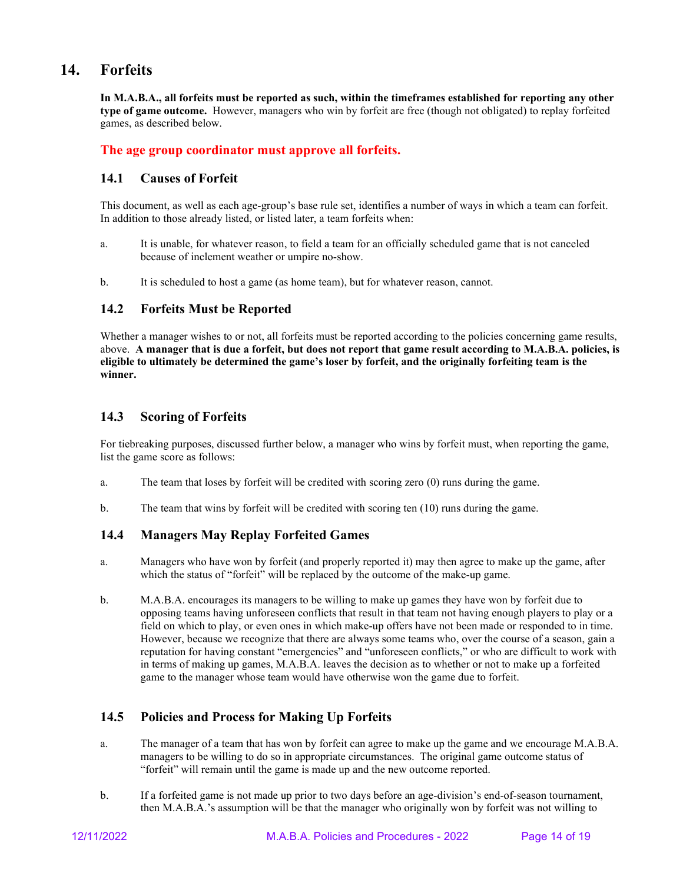# 14. Forfeits

**In M.A.B.A., all forfeits must be reported as such, within the timeframes established for reporting any other type of game outcome.** However, managers who win by forfeit are free (though not obligated) to replay forfeited games, as described below.

**The age group coordinator must approve all forfeits.**

## 14.1 Causes of Forfeit

This document, as well as each age-group's base rule set, identifies a number of ways in which a team can forfeit. In addition to those already listed, or listed later, a team forfeits when:

a. It is unable, for whatever reason, to field a team for an officially scheduled game that is not canceled because of inclement weather or umpire no-show.

b. It is scheduled to host a game (as home team), but for whatever reason, cannot.

## 14.2 Forfeits Must be Reported

Whether a manager wishes to or not, all forfeits must be reported according to the policies concerning game results, above. **A manager that is due a forfeit, but does not report that game result according to M.A.B.A. policies, is eligible to ultimately be determined the game's loser by forfeit, and the originally forfeiting team is the winner.**

## 14.3 Scoring of Forfeits

For tiebreaking purposes, discussed further below, a manager who wins by forfeit must, when reporting the game, list the game score as follows:

a. The team that loses by forfeit will be credited with scoring zero (0) runs during the game.

b. The team that wins by forfeit will be credited with scoring ten (10) runs during the game.

## 14.4 Managers May Replay Forfeited Games

a. Managers who have won by forfeit (and properly reported it) may then agree to make up the game, after which the status of "forfeit" will be replaced by the outcome of the make-up game.

b. M.A.B.A. encourages its managers to be willing to make up games they have won by forfeit due to opposing teams having unforeseen conflicts that result in that team not having enough players to play or a field on which to play, or even ones in which make-up offers have not been made or responded to in time. However, because we recognize that there are always some teams who, over the course of a season, gain a reputation for having constant "emergencies" and "unforeseen conflicts," or who are difficult to work with in terms of making up games, M.A.B.A. leaves the decision as to whether or not to make up a forfeited game to the manager whose team would have otherwise won the game due to forfeit.

## 14.5 Policies and Process for Making Up Forfeits

a. The manager of a team that has won by forfeit can agree to make up the game and we encourage M.A.B.A. managers to be willing to do so in appropriate circumstances. The original game outcome status of "forfeit" will remain until the game is made up and the new outcome reported.

b. If a forfeited game is not made up prior to two days before an age-division's end-of-season tournament, then M.A.B.A.'s assumption will be that the manager who originally won by forfeit was not willing to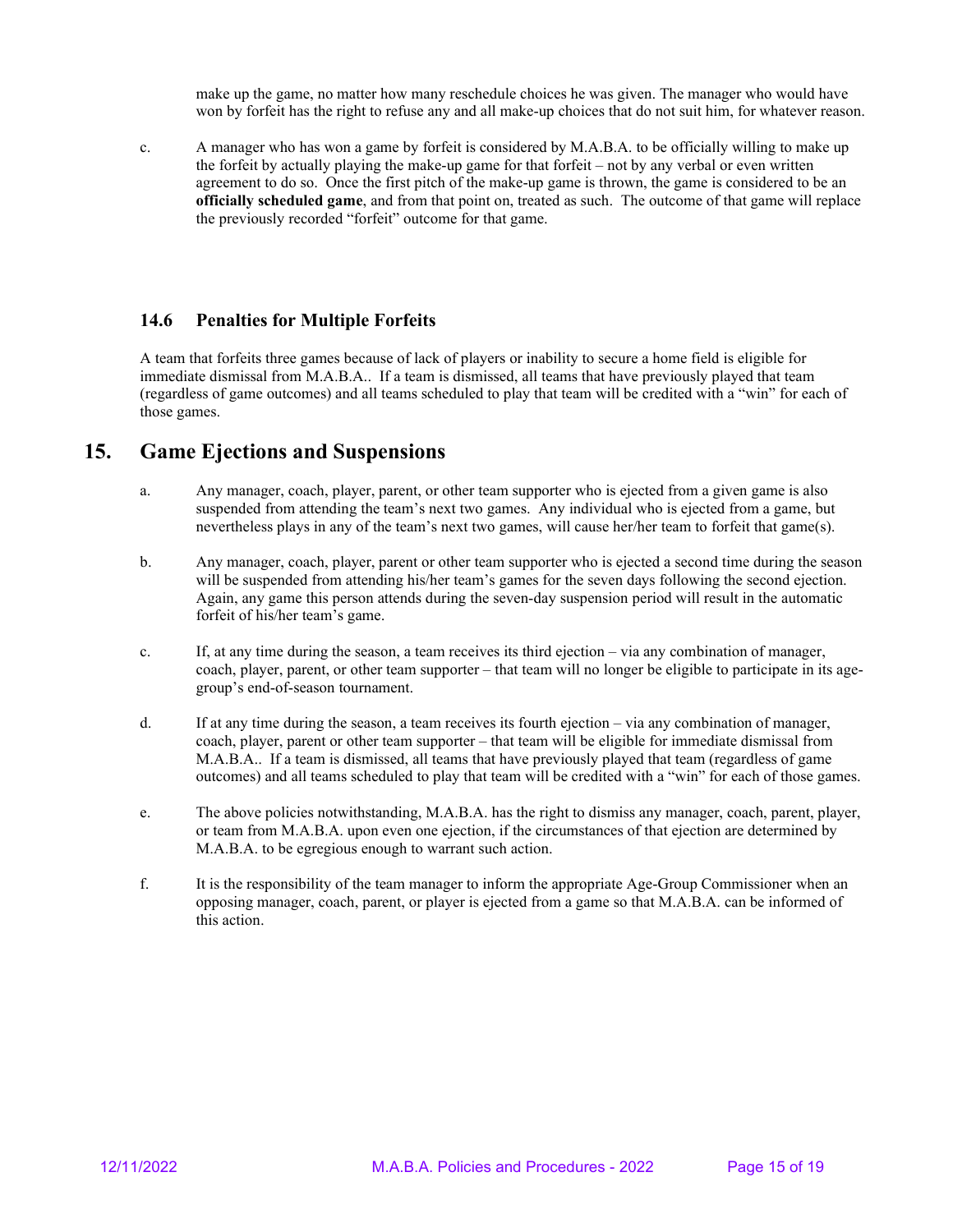make up the game, no matter how many reschedule choices he was given. The manager who would have won by forfeit has the right to refuse any and all make-up choices that do not suit him, for whatever reason.

c. A manager who has won a game by forfeit is considered by M.A.B.A. to be officially willing to make up the forfeit by actually playing the make-up game for that forfeit – not by any verbal or even written agreement to do so. Once the first pitch of the make-up game is thrown, the game is considered to be an **officially scheduled game**, and from that point on, treated as such. The outcome of that game will replace the previously recorded "forfeit" outcome for that game.

### 14.6 Penalties for Multiple Forfeits

A team that forfeits three games because of lack of players or inability to secure a home field is eligible for immediate dismissal from M.A.B.A.. If a team is dismissed, all teams that have previously played that team (regardless of game outcomes) and all teams scheduled to play that team will be credited with a "win" for each of those games.

## 15. Game Ejections and Suspensions

a. Any manager, coach, player, parent, or other team supporter who is ejected from a given game is also suspended from attending the team's next two games. Any individual who is ejected from a game, but nevertheless plays in any of the team's next two games, will cause her/her team to forfeit that game(s).

b. Any manager, coach, player, parent or other team supporter who is ejected a second time during the season will be suspended from attending his/her team's games for the seven days following the second ejection. Again, any game this person attends during the seven-day suspension period will result in the automatic forfeit of his/her team's game.

c. If, at any time during the season, a team receives its third ejection – via any combination of manager, coach, player, parent, or other team supporter – that team will no longer be eligible to participate in its age-group's end-of-season tournament.

d. If at any time during the season, a team receives its fourth ejection – via any combination of manager, coach, player, parent or other team supporter – that team will be eligible for immediate dismissal from M.A.B.A.. If a team is dismissed, all teams that have previously played that team (regardless of game outcomes) and all teams scheduled to play that team will be credited with a "win" for each of those games.

e. The above policies notwithstanding, M.A.B.A. has the right to dismiss any manager, coach, parent, player, or team from M.A.B.A. upon even one ejection, if the circumstances of that ejection are determined by M.A.B.A. to be egregious enough to warrant such action.

f. It is the responsibility of the team manager to inform the appropriate Age-Group Commissioner when an opposing manager, coach, parent, or player is ejected from a game so that M.A.B.A. can be informed of this action.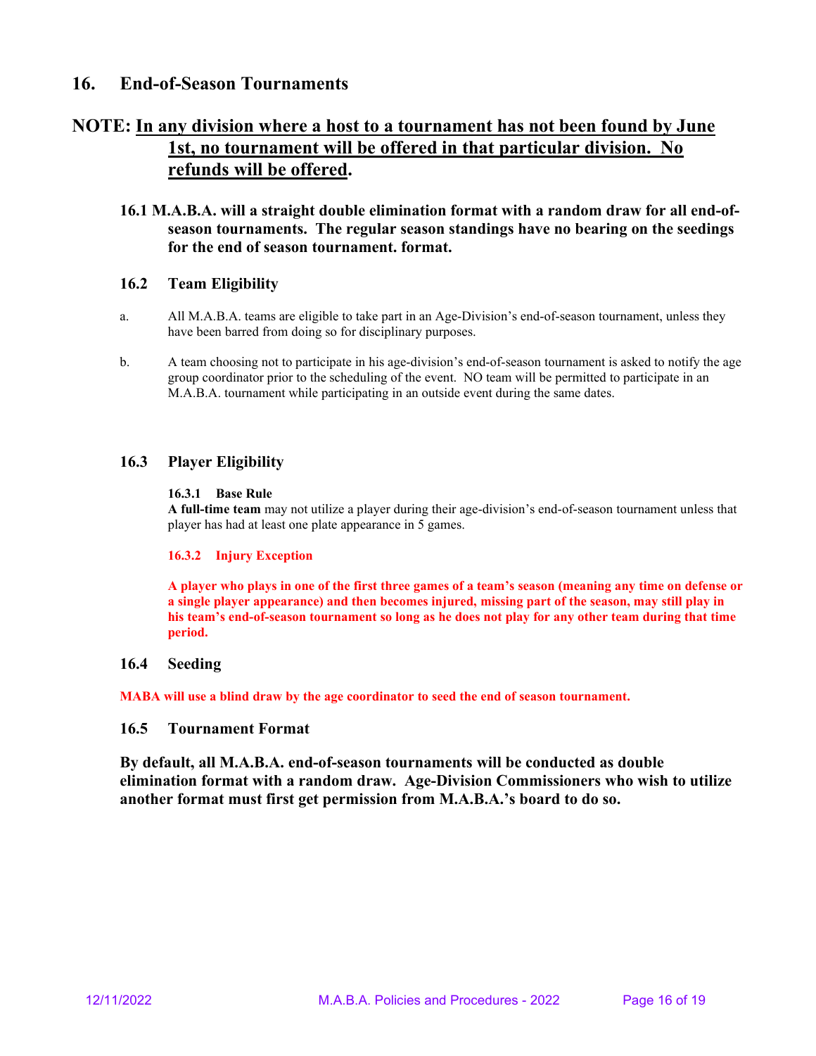## 16. End-of-Season Tournaments

**NOTE: <u>In any division where a host to a tournament has not been found by June 1st, no tournament will be offered in that particular division. No refunds will be offered</u>.**

**16.1 M.A.B.A. will a straight double elimination format with a random draw for all end-of-season tournaments. The regular season standings have no bearing on the seedings for the end of season tournament. format.**

### 16.2 Team Eligibility

a. All M.A.B.A. teams are eligible to take part in an Age-Division's end-of-season tournament, unless they have been barred from doing so for disciplinary purposes.

b. A team choosing not to participate in his age-division's end-of-season tournament is asked to notify the age group coordinator prior to the scheduling of the event. NO team will be permitted to participate in an M.A.B.A. tournament while participating in an outside event during the same dates.

### 16.3 Player Eligibility

#### 16.3.1 Base Rule

**A full-time team** may not utilize a player during their age-division's end-of-season tournament unless that player has had at least one plate appearance in 5 games.

#### 16.3.2 Injury Exception

**A player who plays in one of the first three games of a team's season (meaning any time on defense or a single player appearance) and then becomes injured, missing part of the season, may still play in his team's end-of-season tournament so long as he does not play for any other team during that time period.**

### 16.4 Seeding

**MABA will use a blind draw by the age coordinator to seed the end of season tournament.**

### 16.5 Tournament Format

**By default, all M.A.B.A. end-of-season tournaments will be conducted as double elimination format with a random draw. Age-Division Commissioners who wish to utilize another format must first get permission from M.A.B.A.'s board to do so.**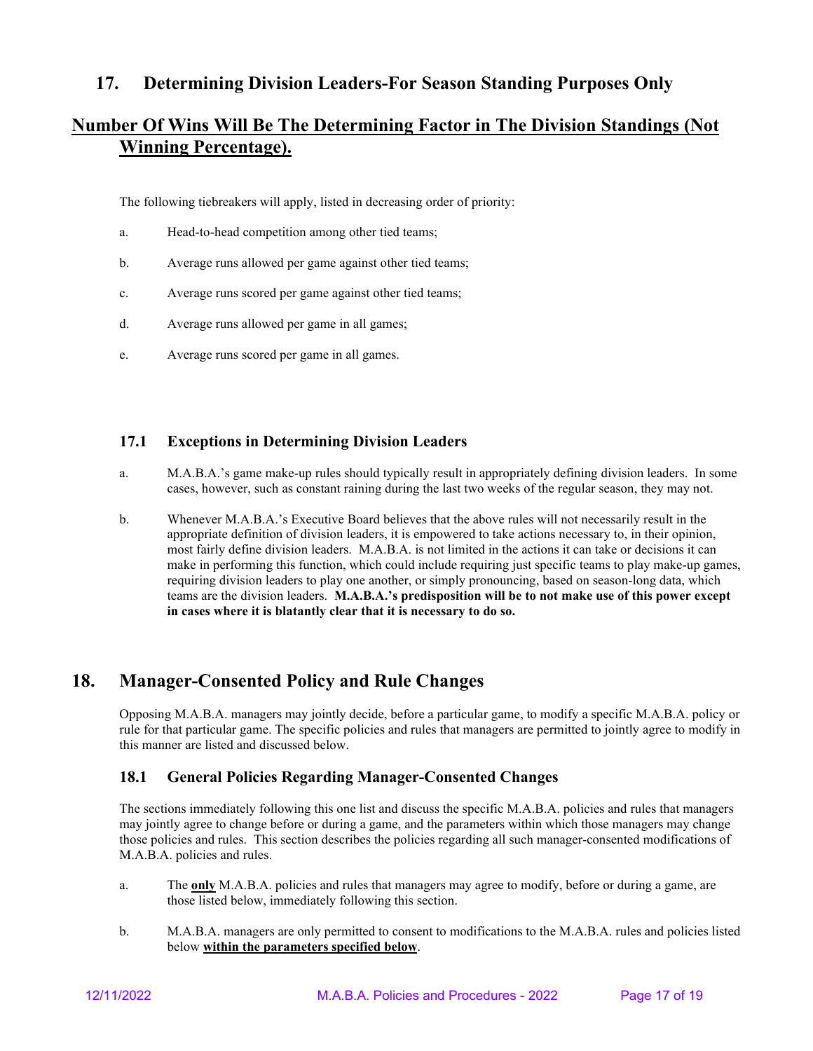## 17. Determining Division Leaders-For Season Standing Purposes Only

## Number Of Wins Will Be The Determining Factor in The Division Standings (Not Winning Percentage).

The following tiebreakers will apply, listed in decreasing order of priority:

a. Head-to-head competition among other tied teams;

b. Average runs allowed per game against other tied teams;

c. Average runs scored per game against other tied teams;

d. Average runs allowed per game in all games;

e. Average runs scored per game in all games.

### 17.1 Exceptions in Determining Division Leaders

a. M.A.B.A.'s game make-up rules should typically result in appropriately defining division leaders. In some cases, however, such as constant raining during the last two weeks of the regular season, they may not.

b. Whenever M.A.B.A.'s Executive Board believes that the above rules will not necessarily result in the appropriate definition of division leaders, it is empowered to take actions necessary to, in their opinion, most fairly define division leaders. M.A.B.A. is not limited in the actions it can take or decisions it can make in performing this function, which could include requiring just specific teams to play make-up games, requiring division leaders to play one another, or simply pronouncing, based on season-long data, which teams are the division leaders. **M.A.B.A.'s predisposition will be to not make use of this power except in cases where it is blatantly clear that it is necessary to do so.**

## 18. Manager-Consented Policy and Rule Changes

Opposing M.A.B.A. managers may jointly decide, before a particular game, to modify a specific M.A.B.A. policy or rule for that particular game. The specific policies and rules that managers are permitted to jointly agree to modify in this manner are listed and discussed below.

### 18.1 General Policies Regarding Manager-Consented Changes

The sections immediately following this one list and discuss the specific M.A.B.A. policies and rules that managers may jointly agree to change before or during a game, and the parameters within which those managers may change those policies and rules. This section describes the policies regarding all such manager-consented modifications of M.A.B.A. policies and rules.

a. The **only** M.A.B.A. policies and rules that managers may agree to modify, before or during a game, are those listed below, immediately following this section.

b. M.A.B.A. managers are only permitted to consent to modifications to the M.A.B.A. rules and policies listed below **within the parameters specified below**.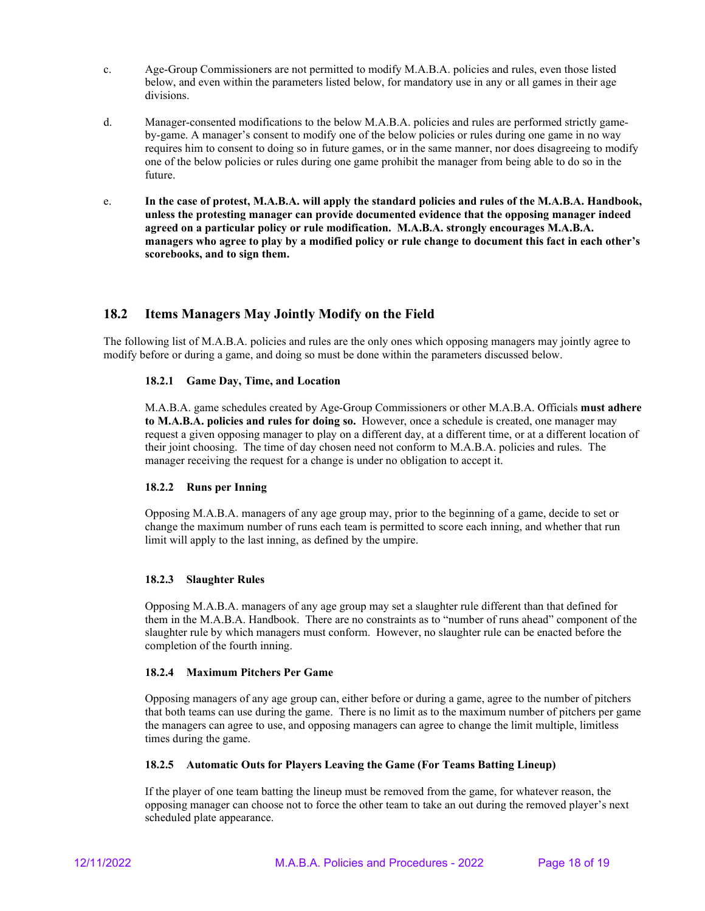c. Age-Group Commissioners are not permitted to modify M.A.B.A. policies and rules, even those listed below, and even within the parameters listed below, for mandatory use in any or all games in their age divisions.

d. Manager-consented modifications to the below M.A.B.A. policies and rules are performed strictly game-by-game. A manager's consent to modify one of the below policies or rules during one game in no way requires him to consent to doing so in future games, or in the same manner, nor does disagreeing to modify one of the below policies or rules during one game prohibit the manager from being able to do so in the future.

e. **In the case of protest, M.A.B.A. will apply the standard policies and rules of the M.A.B.A. Handbook, unless the protesting manager can provide documented evidence that the opposing manager indeed agreed on a particular policy or rule modification. M.A.B.A. strongly encourages M.A.B.A. managers who agree to play by a modified policy or rule change to document this fact in each other's scorebooks, and to sign them.**

## 18.2 Items Managers May Jointly Modify on the Field

The following list of M.A.B.A. policies and rules are the only ones which opposing managers may jointly agree to modify before or during a game, and doing so must be done within the parameters discussed below.

### 18.2.1 Game Day, Time, and Location

M.A.B.A. game schedules created by Age-Group Commissioners or other M.A.B.A. Officials **must adhere to M.A.B.A. policies and rules for doing so.** However, once a schedule is created, one manager may request a given opposing manager to play on a different day, at a different time, or at a different location of their joint choosing. The time of day chosen need not conform to M.A.B.A. policies and rules. The manager receiving the request for a change is under no obligation to accept it.

### 18.2.2 Runs per Inning

Opposing M.A.B.A. managers of any age group may, prior to the beginning of a game, decide to set or change the maximum number of runs each team is permitted to score each inning, and whether that run limit will apply to the last inning, as defined by the umpire.

### 18.2.3 Slaughter Rules

Opposing M.A.B.A. managers of any age group may set a slaughter rule different than that defined for them in the M.A.B.A. Handbook. There are no constraints as to "number of runs ahead" component of the slaughter rule by which managers must conform. However, no slaughter rule can be enacted before the completion of the fourth inning.

### 18.2.4 Maximum Pitchers Per Game

Opposing managers of any age group can, either before or during a game, agree to the number of pitchers that both teams can use during the game. There is no limit as to the maximum number of pitchers per game the managers can agree to use, and opposing managers can agree to change the limit multiple, limitless times during the game.

### 18.2.5 Automatic Outs for Players Leaving the Game (For Teams Batting Lineup)

If the player of one team batting the lineup must be removed from the game, for whatever reason, the opposing manager can choose not to force the other team to take an out during the removed player's next scheduled plate appearance.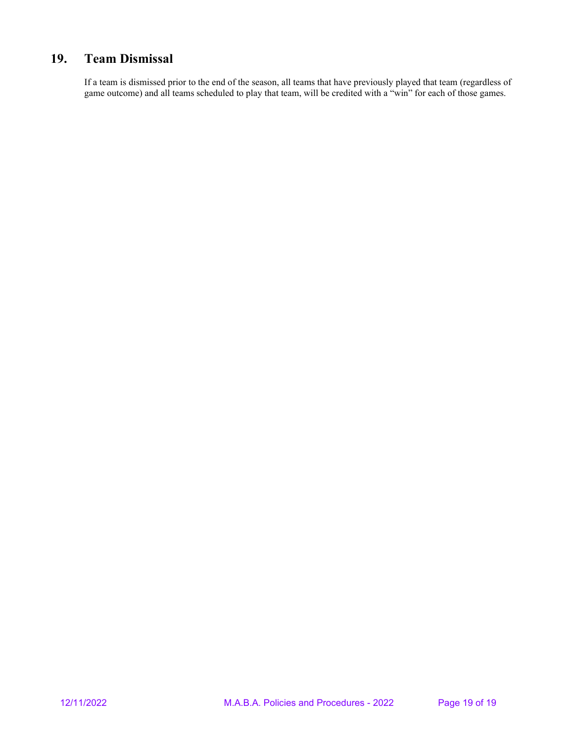## 19. Team Dismissal

If a team is dismissed prior to the end of the season, all teams that have previously played that team (regardless of game outcome) and all teams scheduled to play that team, will be credited with a "win" for each of those games.